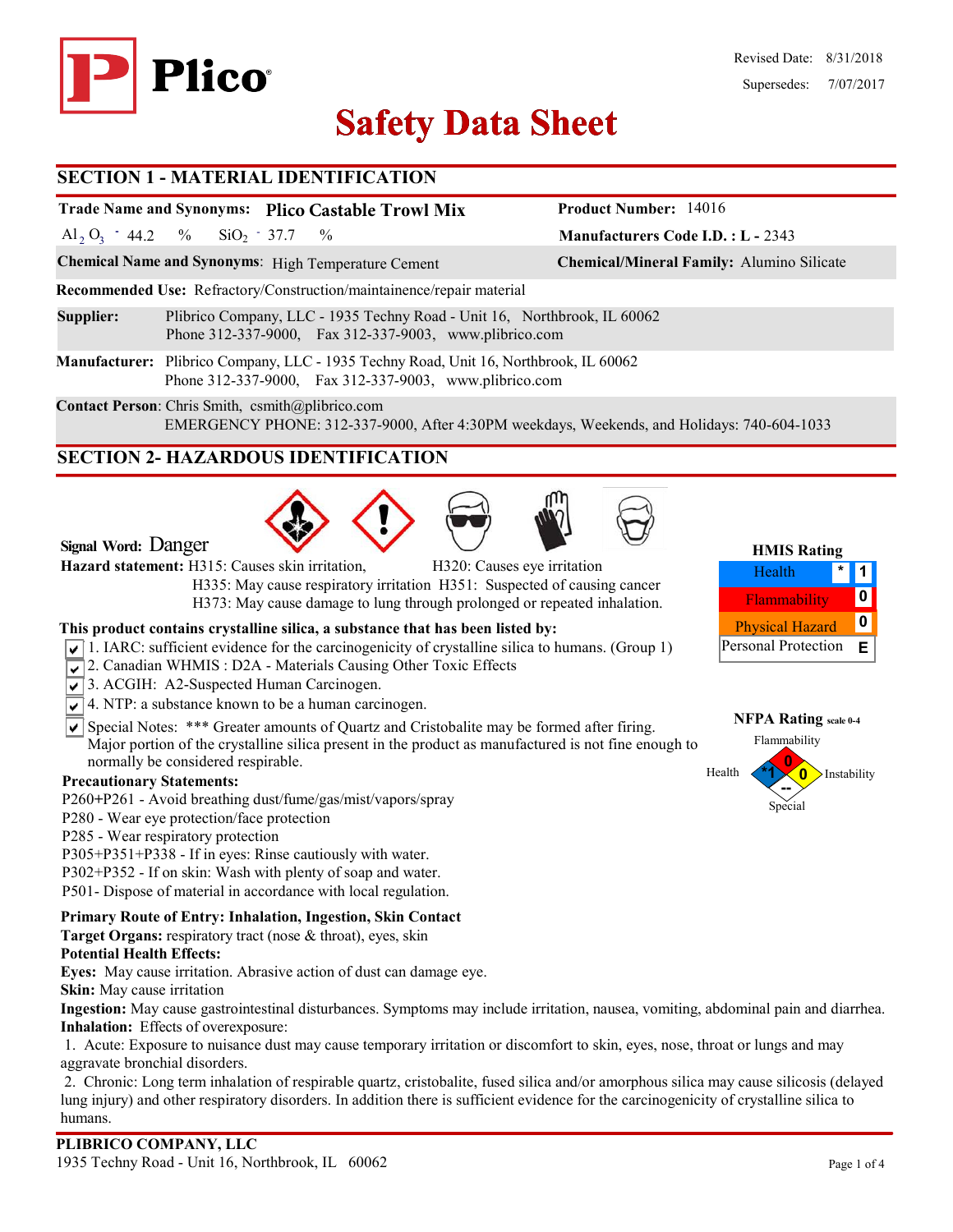# Plico

Revised Date: 8/31/2018

Supersedes: 7/07/2017

# Safety Data Sheet

## SECTION 1 - MATERIAL IDENTIFICATION

**Trade Name and Synonyms:** **Plico Castable Trowl Mix**

**Product Number:** 14016

$Al_2O_3$ - 44.2 % $SiO_2$ - 37.7 %

**Manufacturers Code I.D. :** **L -** 2343

**Chemical Name and Synonyms**: High Temperature Cement

**Chemical/Mineral Family:** Alumino Silicate

**Recommended Use:** Refractory/Construction/maintainence/repair material

**Supplier:** Plibrico Company, LLC - 1935 Techny Road - Unit 16, Northbrook, IL 60062
Phone 312-337-9000, Fax 312-337-9003, www.plibrico.com

**Manufacturer:** Plibrico Company, LLC - 1935 Techny Road, Unit 16, Northbrook, IL 60062
Phone 312-337-9000, Fax 312-337-9003, www.plibrico.com

**Contact Person**: Chris Smith, csmith@plibrico.com
EMERGENCY PHONE: 312-337-9000, After 4:30PM weekdays, Weekends, and Holidays: 740-604-1033

## SECTION 2- HAZARDOUS IDENTIFICATION

**Signal Word:** Danger

**Hazard statement:** H315: Causes skin irritation, H320: Causes eye irritation
H335: May cause respiratory irritation H351: Suspected of causing cancer
H373: May cause damage to lung through prolonged or repeated inhalation.

**HMIS Rating**

| | | |
|---|---|---|
| Health | * | 1 |
| Flammability | | 0 |
| Physical Hazard | | 0 |
| Personal Protection | | E |

**NFPA Rating** scale 0-4

Flammability: 0; Health: *1; Instability: 0; Special: --

**This product contains crystalline silica, a substance that has been listed by:**

- ☑ 1. IARC: sufficient evidence for the carcinogenicity of crystalline silica to humans. (Group 1)
- ☑ 2. Canadian WHMIS : D2A - Materials Causing Other Toxic Effects
- ☑ 3. ACGIH: A2-Suspected Human Carcinogen.
- ☑ 4. NTP: a substance known to be a human carcinogen.
- ☑ Special Notes: *** Greater amounts of Quartz and Cristobalite may be formed after firing. Major portion of the crystalline silica present in the product as manufactured is not fine enough to normally be considered respirable.

**Precautionary Statements:**

P260+P261 - Avoid breathing dust/fume/gas/mist/vapors/spray
P280 - Wear eye protection/face protection
P285 - Wear respiratory protection
P305+P351+P338 - If in eyes: Rinse cautiously with water.
P302+P352 - If on skin: Wash with plenty of soap and water.
P501- Dispose of material in accordance with local regulation.

**Primary Route of Entry: Inhalation, Ingestion, Skin Contact**
**Target Organs:** respiratory tract (nose & throat), eyes, skin
**Potential Health Effects:**
**Eyes:** May cause irritation. Abrasive action of dust can damage eye.
**Skin:** May cause irritation
**Ingestion:** May cause gastrointestinal disturbances. Symptoms may include irritation, nausea, vomiting, abdominal pain and diarrhea.
**Inhalation:** Effects of overexposure:

1. Acute: Exposure to nuisance dust may cause temporary irritation or discomfort to skin, eyes, nose, throat or lungs and may aggravate bronchial disorders.
2. Chronic: Long term inhalation of respirable quartz, cristobalite, fused silica and/or amorphous silica may cause silicosis (delayed lung injury) and other respiratory disorders. In addition there is sufficient evidence for the carcinogenicity of crystalline silica to humans.

**PLIBRICO COMPANY, LLC**
1935 Techny Road - Unit 16, Northbrook, IL 60062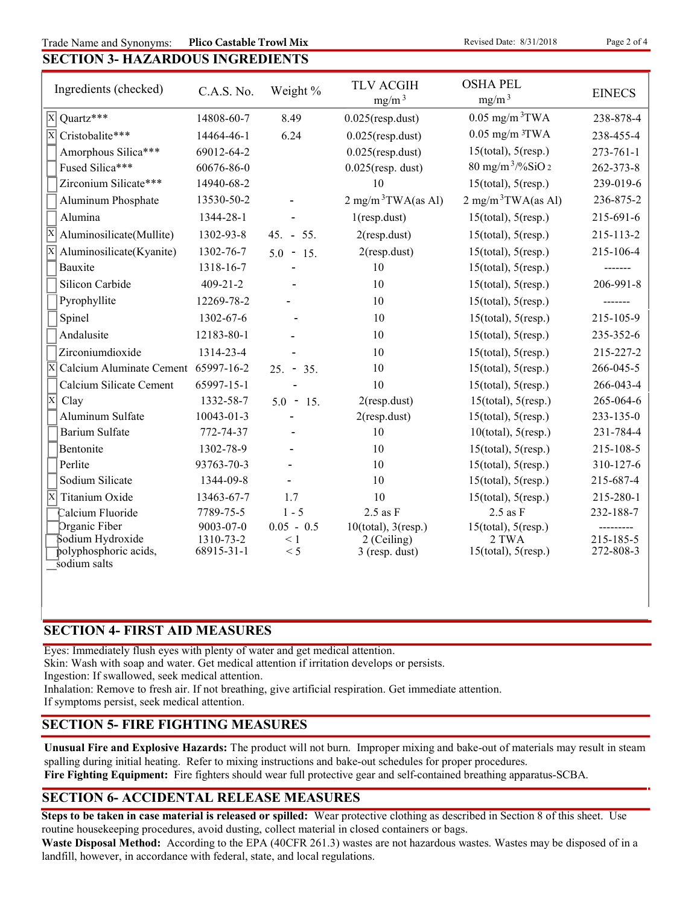## SECTION 3- HAZARDOUS INGREDIENTS

| Ingredients (checked) | C.A.S. No. | Weight % | TLV ACGIH $mg/m^3$ | OSHA PEL $mg/m^3$ | EINECS |
|---|---|---|---|---|---|
| [X] Quartz*** | 14808-60-7 | 8.49 | 0.025(resp.dust) | 0.05 $mg/m^3$TWA | 238-878-4 |
| [X] Cristobalite*** | 14464-46-1 | 6.24 | 0.025(resp.dust) | 0.05 $mg/m^3$TWA | 238-455-4 |
| [ ] Amorphous Silica*** | 69012-64-2 | | 0.025(resp.dust) | 15(total), 5(resp.) | 273-761-1 |
| [ ] Fused Silica*** | 60676-86-0 | | 0.025(resp. dust) | 80 $mg/m^3$/%$SiO_2$ | 262-373-8 |
| [ ] Zirconium Silicate*** | 14940-68-2 | | 10 | 15(total), 5(resp.) | 239-019-6 |
| [ ] Aluminum Phosphate | 13530-50-2 | - | 2 $mg/m^3$TWA(as Al) | 2 $mg/m^3$TWA(as Al) | 236-875-2 |
| [ ] Alumina | 1344-28-1 | - | 1(resp.dust) | 15(total), 5(resp.) | 215-691-6 |
| [X] Aluminosilicate(Mullite) | 1302-93-8 | 45. - 55. | 2(resp.dust) | 15(total), 5(resp.) | 215-113-2 |
| [X] Aluminosilicate(Kyanite) | 1302-76-7 | 5.0 - 15. | 2(resp.dust) | 15(total), 5(resp.) | 215-106-4 |
| [ ] Bauxite | 1318-16-7 | - | 10 | 15(total), 5(resp.) | ------- |
| [ ] Silicon Carbide | 409-21-2 | - | 10 | 15(total), 5(resp.) | 206-991-8 |
| [ ] Pyrophyllite | 12269-78-2 | - | 10 | 15(total), 5(resp.) | ------- |
| [ ] Spinel | 1302-67-6 | - | 10 | 15(total), 5(resp.) | 215-105-9 |
| [ ] Andalusite | 12183-80-1 | - | 10 | 15(total), 5(resp.) | 235-352-6 |
| [ ] Zirconiumdioxide | 1314-23-4 | - | 10 | 15(total), 5(resp.) | 215-227-2 |
| [X] Calcium Aluminate Cement | 65997-16-2 | 25. - 35. | 10 | 15(total), 5(resp.) | 266-045-5 |
| [ ] Calcium Silicate Cement | 65997-15-1 | - | 10 | 15(total), 5(resp.) | 266-043-4 |
| [X] Clay | 1332-58-7 | 5.0 - 15. | 2(resp.dust) | 15(total), 5(resp.) | 265-064-6 |
| [ ] Aluminum Sulfate | 10043-01-3 | - | 2(resp.dust) | 15(total), 5(resp.) | 233-135-0 |
| [ ] Barium Sulfate | 772-74-37 | - | 10 | 10(total), 5(resp.) | 231-784-4 |
| [ ] Bentonite | 1302-78-9 | - | 10 | 15(total), 5(resp.) | 215-108-5 |
| [ ] Perlite | 93763-70-3 | - | 10 | 15(total), 5(resp.) | 310-127-6 |
| [ ] Sodium Silicate | 1344-09-8 | - | 10 | 15(total), 5(resp.) | 215-687-4 |
| [X] Titanium Oxide | 13463-67-7 | 1.7 | 10 | 15(total), 5(resp.) | 215-280-1 |
| [ ] Calcium Fluoride | 7789-75-5 | 1 - 5 | 2.5 as F | 2.5 as F | 232-188-7 |
| [ ] Organic Fiber | 9003-07-0 | 0.05 - 0.5 | 10(total), 3(resp.) | 15(total), 5(resp.) | --------- |
| [ ] Sodium Hydroxide | 1310-73-2 | < 1 | 2 (Ceiling) | 2 TWA | 215-185-5 |
| [ ] polyphosphoric acids, sodium salts | 68915-31-1 | < 5 | 3 (resp. dust) | 15(total), 5(resp.) | 272-808-3 |

## SECTION 4- FIRST AID MEASURES

Eyes: Immediately flush eyes with plenty of water and get medical attention.
Skin: Wash with soap and water. Get medical attention if irritation develops or persists.
Ingestion: If swallowed, seek medical attention.
Inhalation: Remove to fresh air. If not breathing, give artificial respiration. Get immediate attention.
If symptoms persist, seek medical attention.

## SECTION 5- FIRE FIGHTING MEASURES

**Unusual Fire and Explosive Hazards:** The product will not burn. Improper mixing and bake-out of materials may result in steam spalling during initial heating. Refer to mixing instructions and bake-out schedules for proper procedures.
**Fire Fighting Equipment:** Fire fighters should wear full protective gear and self-contained breathing apparatus-SCBA.

## SECTION 6- ACCIDENTAL RELEASE MEASURES

**Steps to be taken in case material is released or spilled:** Wear protective clothing as described in Section 8 of this sheet. Use routine housekeeping procedures, avoid dusting, collect material in closed containers or bags.
**Waste Disposal Method:** According to the EPA (40CFR 261.3) wastes are not hazardous wastes. Wastes may be disposed of in a landfill, however, in accordance with federal, state, and local regulations.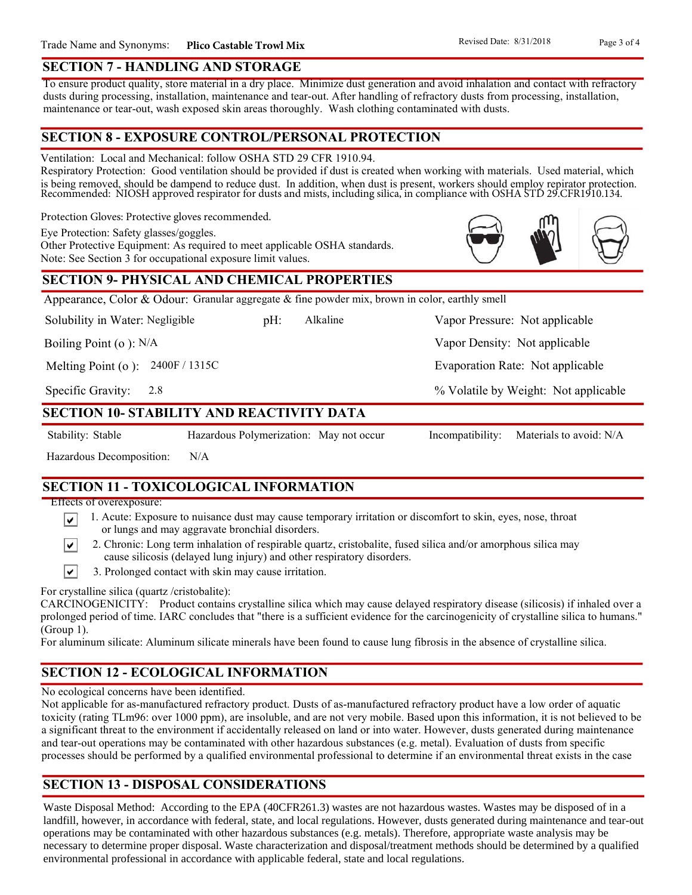## SECTION 7 - HANDLING AND STORAGE

To ensure product quality, store material in a dry place. Minimize dust generation and avoid inhalation and contact with refractory dusts during processing, installation, maintenance and tear-out. After handling of refractory dusts from processing, installation, maintenance or tear-out, wash exposed skin areas thoroughly. Wash clothing contaminated with dusts.

## SECTION 8 - EXPOSURE CONTROL/PERSONAL PROTECTION

Ventilation: Local and Mechanical: follow OSHA STD 29 CFR 1910.94.

Respiratory Protection: Good ventilation should be provided if dust is created when working with materials. Used material, which is being removed, should be dampend to reduce dust. In addition, when dust is present, workers should employ repirator protection. Recommended: NIOSH approved respirator for dusts and mists, including silica, in compliance with OSHA STD 29.CFR1910.134.

Protection Gloves: Protective gloves recommended.

Eye Protection: Safety glasses/goggles.

Other Protective Equipment: As required to meet applicable OSHA standards.

Note: See Section 3 for occupational exposure limit values.

## SECTION 9- PHYSICAL AND CHEMICAL PROPERTIES

Appearance, Color & Odour: Granular aggregate & fine powder mix, brown in color, earthly smell

| | | |
|---|---|---|
| Solubility in Water: Negligible | pH: Alkaline | Vapor Pressure: Not applicable |
| Boiling Point (o ): N/A | | Vapor Density: Not applicable |
| Melting Point (o ): 2400F / 1315C | | Evaporation Rate: Not applicable |
| Specific Gravity: 2.8 | | % Volatile by Weight: Not applicable |

## SECTION 10- STABILITY AND REACTIVITY DATA

| | | |
|---|---|---|
| Stability: Stable | Hazardous Polymerization: May not occur | Incompatibility: Materials to avoid: N/A |
| Hazardous Decomposition: N/A | | |

## SECTION 11 - TOXICOLOGICAL INFORMATION

Effects of overexposure:

- ☑ 1. Acute: Exposure to nuisance dust may cause temporary irritation or discomfort to skin, eyes, nose, throat or lungs and may aggravate bronchial disorders.
- ☑ 2. Chronic: Long term inhalation of respirable quartz, cristobalite, fused silica and/or amorphous silica may cause silicosis (delayed lung injury) and other respiratory disorders.
- ☑ 3. Prolonged contact with skin may cause irritation.

For crystalline silica (quartz /cristobalite):

CARCINOGENICITY: Product contains crystalline silica which may cause delayed respiratory disease (silicosis) if inhaled over a prolonged period of time. IARC concludes that "there is a sufficient evidence for the carcinogenicity of crystalline silica to humans." (Group 1).

For aluminum silicate: Aluminum silicate minerals have been found to cause lung fibrosis in the absence of crystalline silica.

## SECTION 12 - ECOLOGICAL INFORMATION

No ecological concerns have been identified.

Not applicable for as-manufactured refractory product. Dusts of as-manufactured refractory product have a low order of aquatic toxicity (rating TLm96: over 1000 ppm), are insoluble, and are not very mobile. Based upon this information, it is not believed to be a significant threat to the environment if accidentally released on land or into water. However, dusts generated during maintenance and tear-out operations may be contaminated with other hazardous substances (e.g. metal). Evaluation of dusts from specific processes should be performed by a qualified environmental professional to determine if an environmental threat exists in the case

## SECTION 13 - DISPOSAL CONSIDERATIONS

Waste Disposal Method: According to the EPA (40CFR261.3) wastes are not hazardous wastes. Wastes may be disposed of in a landfill, however, in accordance with federal, state, and local regulations. However, dusts generated during maintenance and tear-out operations may be contaminated with other hazardous substances (e.g. metals). Therefore, appropriate waste analysis may be necessary to determine proper disposal. Waste characterization and disposal/treatment methods should be determined by a qualified environmental professional in accordance with applicable federal, state and local regulations.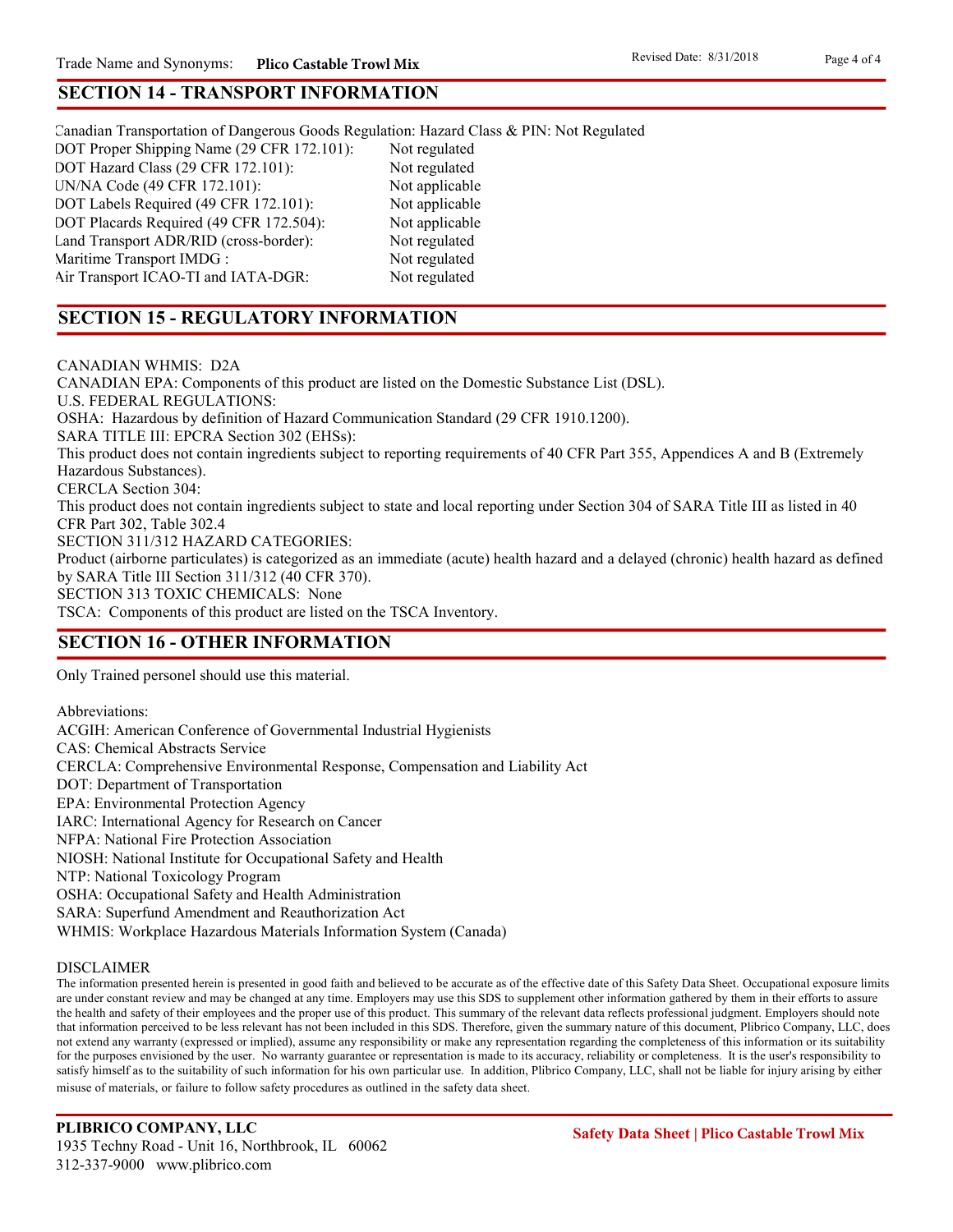## SECTION 14 - TRANSPORT INFORMATION

Canadian Transportation of Dangerous Goods Regulation: Hazard Class & PIN: Not Regulated

| | |
|---|---|
| DOT Proper Shipping Name (29 CFR 172.101): | Not regulated |
| DOT Hazard Class (29 CFR 172.101): | Not regulated |
| UN/NA Code (49 CFR 172.101): | Not applicable |
| DOT Labels Required (49 CFR 172.101): | Not applicable |
| DOT Placards Required (49 CFR 172.504): | Not applicable |
| Land Transport ADR/RID (cross-border): | Not regulated |
| Maritime Transport IMDG : | Not regulated |
| Air Transport ICAO-TI and IATA-DGR: | Not regulated |

## SECTION 15 - REGULATORY INFORMATION

CANADIAN WHMIS: D2A

CANADIAN EPA: Components of this product are listed on the Domestic Substance List (DSL).

U.S. FEDERAL REGULATIONS:

OSHA: Hazardous by definition of Hazard Communication Standard (29 CFR 1910.1200).

SARA TITLE III: EPCRA Section 302 (EHSs):

This product does not contain ingredients subject to reporting requirements of 40 CFR Part 355, Appendices A and B (Extremely Hazardous Substances).

CERCLA Section 304:

This product does not contain ingredients subject to state and local reporting under Section 304 of SARA Title III as listed in 40 CFR Part 302, Table 302.4

SECTION 311/312 HAZARD CATEGORIES:

Product (airborne particulates) is categorized as an immediate (acute) health hazard and a delayed (chronic) health hazard as defined by SARA Title III Section 311/312 (40 CFR 370).

SECTION 313 TOXIC CHEMICALS: None

TSCA: Components of this product are listed on the TSCA Inventory.

## SECTION 16 - OTHER INFORMATION

Only Trained personel should use this material.

Abbreviations:

ACGIH: American Conference of Governmental Industrial Hygienists
CAS: Chemical Abstracts Service
CERCLA: Comprehensive Environmental Response, Compensation and Liability Act
DOT: Department of Transportation
EPA: Environmental Protection Agency
IARC: International Agency for Research on Cancer
NFPA: National Fire Protection Association
NIOSH: National Institute for Occupational Safety and Health
NTP: National Toxicology Program
OSHA: Occupational Safety and Health Administration
SARA: Superfund Amendment and Reauthorization Act
WHMIS: Workplace Hazardous Materials Information System (Canada)

DISCLAIMER

The information presented herein is presented in good faith and believed to be accurate as of the effective date of this Safety Data Sheet. Occupational exposure limits are under constant review and may be changed at any time. Employers may use this SDS to supplement other information gathered by them in their efforts to assure the health and safety of their employees and the proper use of this product. This summary of the relevant data reflects professional judgment. Employers should note that information perceived to be less relevant has not been included in this SDS. Therefore, given the summary nature of this document, Plibrico Company, LLC, does not extend any warranty (expressed or implied), assume any responsibility or make any representation regarding the completeness of this information or its suitability for the purposes envisioned by the user. No warranty guarantee or representation is made to its accuracy, reliability or completeness. It is the user's responsibility to satisfy himself as to the suitability of such information for his own particular use. In addition, Plibrico Company, LLC, shall not be liable for injury arising by either misuse of materials, or failure to follow safety procedures as outlined in the safety data sheet.

**PLIBRICO COMPANY, LLC**
1935 Techny Road - Unit 16, Northbrook, IL 60062
312-337-9000 www.plibrico.com